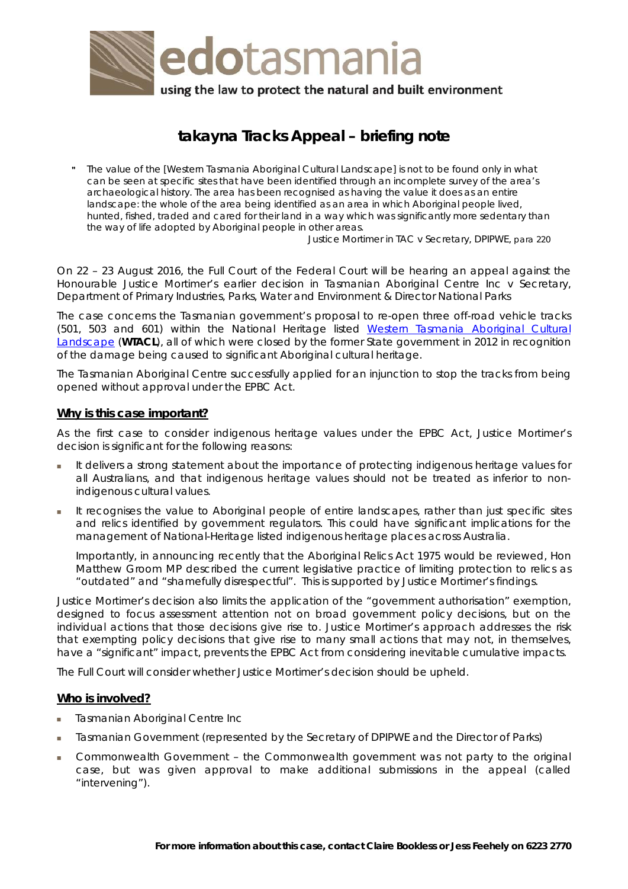edotasmania

using the law to protect the natural and built environment

# takayna Tracks Appeal – briefing note

> " The value of the [Western Tasmania Aboriginal Cultural Landscape] is not to be found only in what can be seen at specific sites that have been identified through an incomplete survey of the area's archaeological history. The area has been recognised as having the value it does as an entire landscape: the whole of the area being identified as an area in which Aboriginal people lived, hunted, fished, traded and cared for their land in a way which was significantly more sedentary than the way of life adopted by Aboriginal people in other areas.
>
> Justice Mortimer in TAC v Secretary, DPIPWE, para 220

On 22 – 23 August 2016, the Full Court of the Federal Court will be hearing an appeal against the Honourable Justice Mortimer's earlier decision in Tasmanian Aboriginal Centre Inc v Secretary, Department of Primary Industries, Parks, Water and Environment & Director National Parks

The case concerns the Tasmanian government's proposal to re-open three off-road vehicle tracks (501, 503 and 601) within the National Heritage listed Western Tasmania Aboriginal Cultural Landscape (**WTACL**), all of which were closed by the former State government in 2012 in recognition of the damage being caused to significant Aboriginal cultural heritage.

The Tasmanian Aboriginal Centre successfully applied for an injunction to stop the tracks from being opened without approval under the EPBC Act.

## Why is this case important?

As the first case to consider indigenous heritage values under the EPBC Act, Justice Mortimer's decision is significant for the following reasons:

- It delivers a strong statement about the importance of protecting indigenous heritage values for all Australians, and that indigenous heritage values should not be treated as inferior to non-indigenous cultural values.
- It recognises the value to Aboriginal people of entire landscapes, rather than just specific sites and relics identified by government regulators. This could have significant implications for the management of National-Heritage listed indigenous heritage places across Australia.

  Importantly, in announcing recently that the Aboriginal Relics Act 1975 would be reviewed, Hon Matthew Groom MP described the current legislative practice of limiting protection to relics as "outdated" and "shamefully disrespectful". This is supported by Justice Mortimer's findings.

Justice Mortimer's decision also limits the application of the "government authorisation" exemption, designed to focus assessment attention not on broad government policy decisions, but on the individual actions that those decisions give rise to. Justice Mortimer's approach addresses the risk that exempting policy decisions that give rise to many small actions that may not, in themselves, have a "significant" impact, prevents the EPBC Act from considering inevitable cumulative impacts.

The Full Court will consider whether Justice Mortimer's decision should be upheld.

## Who is involved?

- Tasmanian Aboriginal Centre Inc
- Tasmanian Government (represented by the Secretary of DPIPWE and the Director of Parks)
- Commonwealth Government – the Commonwealth government was not party to the original case, but was given approval to make additional submissions in the appeal (called "intervening").

**For more information about this case, contact Claire Bookless or Jess Feehely on 6223 2770**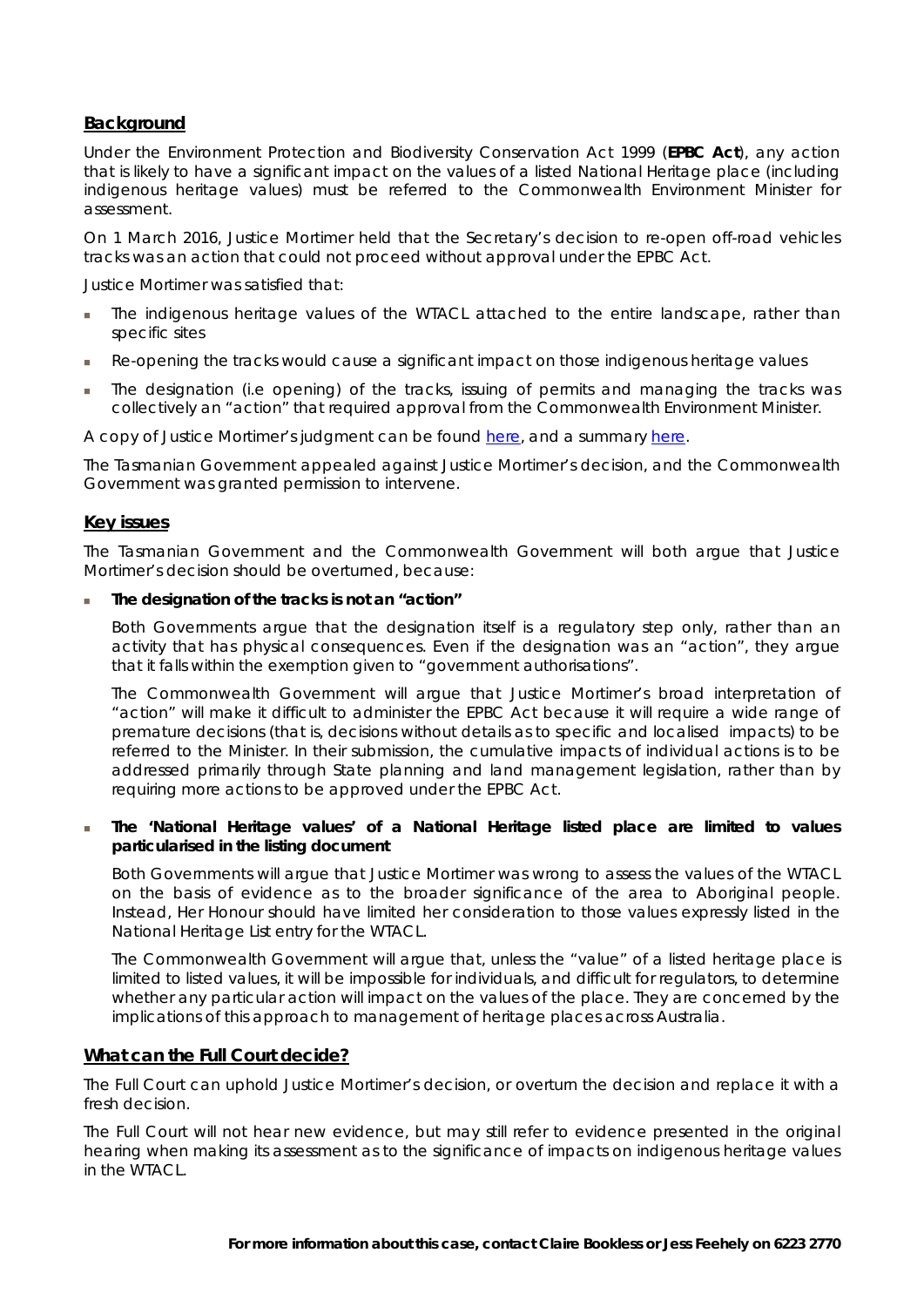## Background

Under the Environment Protection and Biodiversity Conservation Act 1999 (**EPBC Act**), any action that is likely to have a significant impact on the values of a listed National Heritage place (including indigenous heritage values) must be referred to the Commonwealth Environment Minister for assessment.

On 1 March 2016, Justice Mortimer held that the Secretary's decision to re-open off-road vehicles tracks was an action that could not proceed without approval under the EPBC Act.

Justice Mortimer was satisfied that:

- The indigenous heritage values of the WTACL attached to the entire landscape, rather than specific sites
- Re-opening the tracks would cause a significant impact on those indigenous heritage values
- The designation (i.e opening) of the tracks, issuing of permits and managing the tracks was collectively an "action" that required approval from the Commonwealth Environment Minister.

A copy of Justice Mortimer's judgment can be found [here](), and a summary [here]().

The Tasmanian Government appealed against Justice Mortimer's decision, and the Commonwealth Government was granted permission to intervene.

## Key issues

The Tasmanian Government and the Commonwealth Government will both argue that Justice Mortimer's decision should be overturned, because:

- **The designation of the tracks is not an "action"**

  Both Governments argue that the designation itself is a regulatory step only, rather than an activity that has physical consequences. Even if the designation was an "action", they argue that it falls within the exemption given to "government authorisations".

  The Commonwealth Government will argue that Justice Mortimer's broad interpretation of "action" will make it difficult to administer the EPBC Act because it will require a wide range of premature decisions (that is, decisions without details as to specific and localised impacts) to be referred to the Minister. In their submission, the cumulative impacts of individual actions is to be addressed primarily through State planning and land management legislation, rather than by requiring more actions to be approved under the EPBC Act.

- **The 'National Heritage values' of a National Heritage listed place are limited to values particularised in the listing document**

  Both Governments will argue that Justice Mortimer was wrong to assess the values of the WTACL on the basis of evidence as to the broader significance of the area to Aboriginal people. Instead, Her Honour should have limited her consideration to those values expressly listed in the National Heritage List entry for the WTACL.

  The Commonwealth Government will argue that, unless the "value" of a listed heritage place is limited to listed values, it will be impossible for individuals, and difficult for regulators, to determine whether any particular action will impact on the values of the place. They are concerned by the implications of this approach to management of heritage places across Australia.

## What can the Full Court decide?

The Full Court can uphold Justice Mortimer's decision, or overturn the decision and replace it with a fresh decision.

The Full Court will not hear new evidence, but may still refer to evidence presented in the original hearing when making its assessment as to the significance of impacts on indigenous heritage values in the WTACL.

**For more information about this case, contact Claire Bookless or Jess Feehely on 6223 2770**